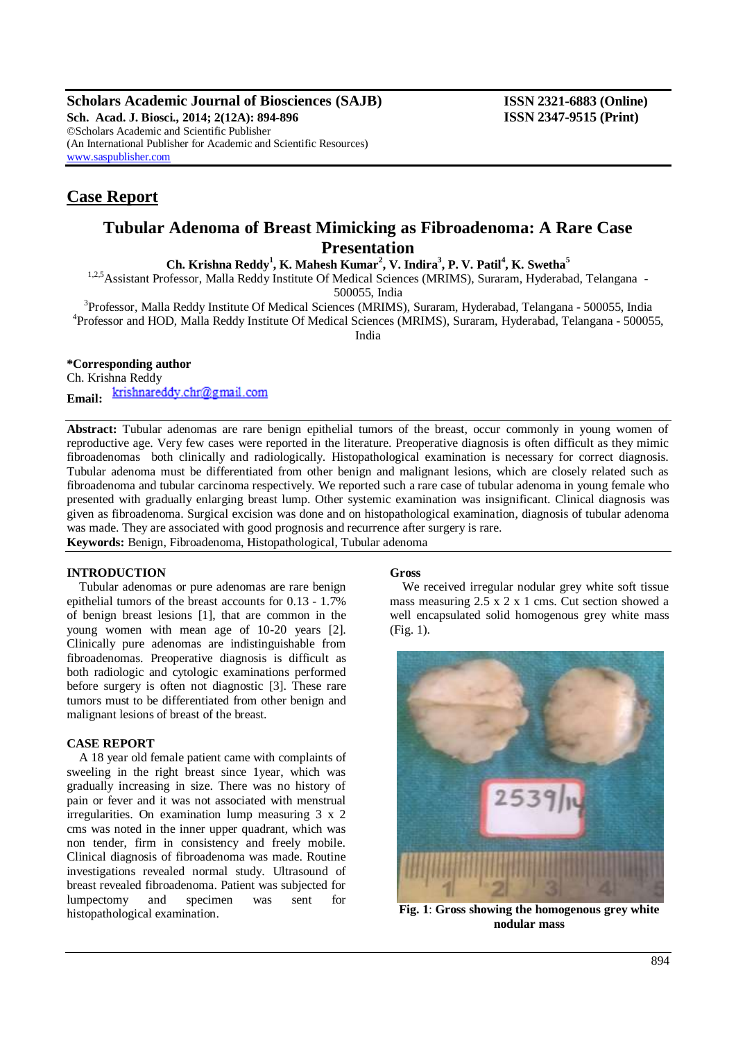## Case Report

# Tubular Adenoma of Breast Mimicking as Fibroadenoma: A Rare Case Presentation

**Ch. Krishna Reddy[1], K. Mahesh Kumar[2], V. Indira[3], P. V. Patil[4], K. Swetha[5]**

[1,2,5]Assistant Professor, Malla Reddy Institute Of Medical Sciences (MRIMS), Suraram, Hyderabad, Telangana - 500055, India

[3]Professor, Malla Reddy Institute Of Medical Sciences (MRIMS), Suraram, Hyderabad, Telangana - 500055, India

[4]Professor and HOD, Malla Reddy Institute Of Medical Sciences (MRIMS), Suraram, Hyderabad, Telangana - 500055, India

**\*Corresponding author**
Ch. Krishna Reddy
**Email:** krishnareddy.chr@gmail.com

**Abstract:** Tubular adenomas are rare benign epithelial tumors of the breast, occur commonly in young women of reproductive age. Very few cases were reported in the literature. Preoperative diagnosis is often difficult as they mimic fibroadenomas both clinically and radiologically. Histopathological examination is necessary for correct diagnosis. Tubular adenoma must be differentiated from other benign and malignant lesions, which are closely related such as fibroadenoma and tubular carcinoma respectively. We reported such a rare case of tubular adenoma in young female who presented with gradually enlarging breast lump. Other systemic examination was insignificant. Clinical diagnosis was given as fibroadenoma. Surgical excision was done and on histopathological examination, diagnosis of tubular adenoma was made. They are associated with good prognosis and recurrence after surgery is rare.

**Keywords:** Benign, Fibroadenoma, Histopathological, Tubular adenoma

## INTRODUCTION

Tubular adenomas or pure adenomas are rare benign epithelial tumors of the breast accounts for 0.13 - 1.7% of benign breast lesions [1], that are common in the young women with mean age of 10-20 years [2]. Clinically pure adenomas are indistinguishable from fibroadenomas. Preoperative diagnosis is difficult as both radiologic and cytologic examinations performed before surgery is often not diagnostic [3]. These rare tumors must to be differentiated from other benign and malignant lesions of breast of the breast.

## CASE REPORT

A 18 year old female patient came with complaints of sweeling in the right breast since 1year, which was gradually increasing in size. There was no history of pain or fever and it was not associated with menstrual irregularities. On examination lump measuring 3 x 2 cms was noted in the inner upper quadrant, which was non tender, firm in consistency and freely mobile. Clinical diagnosis of fibroadenoma was made. Routine investigations revealed normal study. Ultrasound of breast revealed fibroadenoma. Patient was subjected for lumpectomy and specimen was sent for histopathological examination.

### Gross

We received irregular nodular grey white soft tissue mass measuring 2.5 x 2 x 1 cms. Cut section showed a well encapsulated solid homogenous grey white mass (Fig. 1).

**Fig. 1**: **Gross showing the homogenous grey white nodular mass**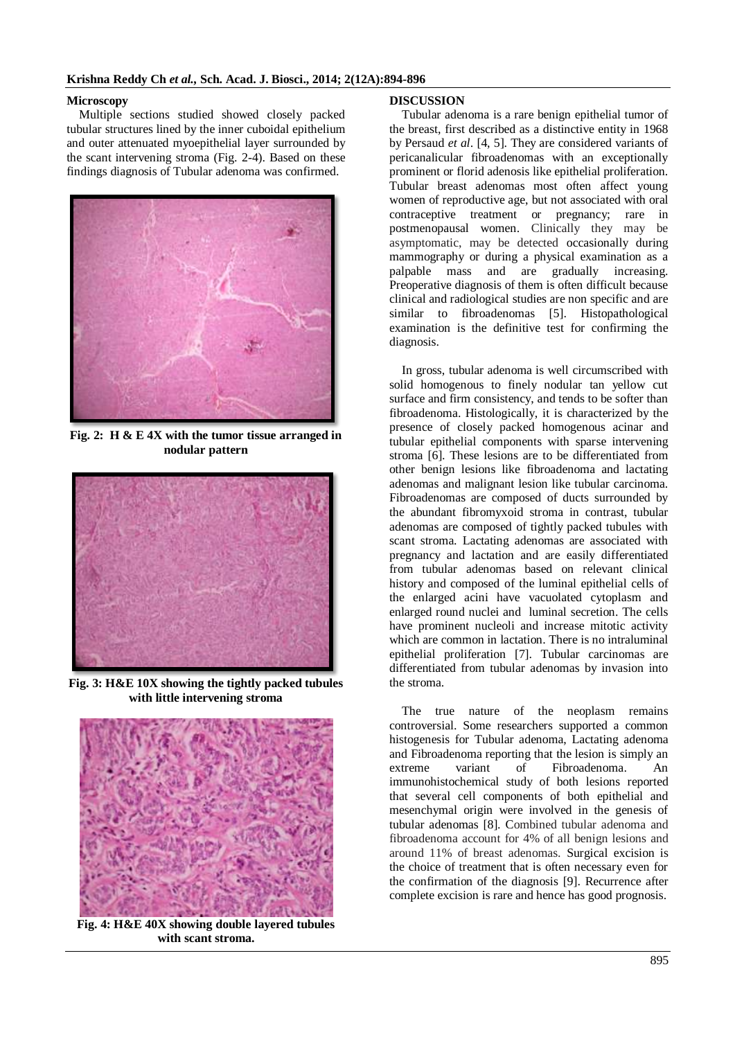### Microscopy

Multiple sections studied showed closely packed tubular structures lined by the inner cuboidal epithelium and outer attenuated myoepithelial layer surrounded by the scant intervening stroma (Fig. 2-4). Based on these findings diagnosis of Tubular adenoma was confirmed.

**Fig. 2: H & E 4X with the tumor tissue arranged in nodular pattern**

**Fig. 3: H&E 10X showing the tightly packed tubules with little intervening stroma**

**Fig. 4: H&E 40X showing double layered tubules with scant stroma.**

## DISCUSSION

Tubular adenoma is a rare benign epithelial tumor of the breast, first described as a distinctive entity in 1968 by Persaud *et al*. [4, 5]. They are considered variants of pericanalicular fibroadenomas with an exceptionally prominent or florid adenosis like epithelial proliferation. Tubular breast adenomas most often affect young women of reproductive age, but not associated with oral contraceptive treatment or pregnancy; rare in postmenopausal women. Clinically they may be asymptomatic, may be detected occasionally during mammography or during a physical examination as a palpable mass and are gradually increasing. Preoperative diagnosis of them is often difficult because clinical and radiological studies are non specific and are similar to fibroadenomas [5]. Histopathological examination is the definitive test for confirming the diagnosis.

In gross, tubular adenoma is well circumscribed with solid homogenous to finely nodular tan yellow cut surface and firm consistency, and tends to be softer than fibroadenoma. Histologically, it is characterized by the presence of closely packed homogenous acinar and tubular epithelial components with sparse intervening stroma [6]. These lesions are to be differentiated from other benign lesions like fibroadenoma and lactating adenomas and malignant lesion like tubular carcinoma. Fibroadenomas are composed of ducts surrounded by the abundant fibromyxoid stroma in contrast, tubular adenomas are composed of tightly packed tubules with scant stroma. Lactating adenomas are associated with pregnancy and lactation and are easily differentiated from tubular adenomas based on relevant clinical history and composed of the luminal epithelial cells of the enlarged acini have vacuolated cytoplasm and enlarged round nuclei and luminal secretion. The cells have prominent nucleoli and increase mitotic activity which are common in lactation. There is no intraluminal epithelial proliferation [7]. Tubular carcinomas are differentiated from tubular adenomas by invasion into the stroma.

The true nature of the neoplasm remains controversial. Some researchers supported a common histogenesis for Tubular adenoma, Lactating adenoma and Fibroadenoma reporting that the lesion is simply an extreme variant of Fibroadenoma. An immunohistochemical study of both lesions reported that several cell components of both epithelial and mesenchymal origin were involved in the genesis of tubular adenomas [8]. Combined tubular adenoma and fibroadenoma account for 4% of all benign lesions and around 11% of breast adenomas. Surgical excision is the choice of treatment that is often necessary even for the confirmation of the diagnosis [9]. Recurrence after complete excision is rare and hence has good prognosis.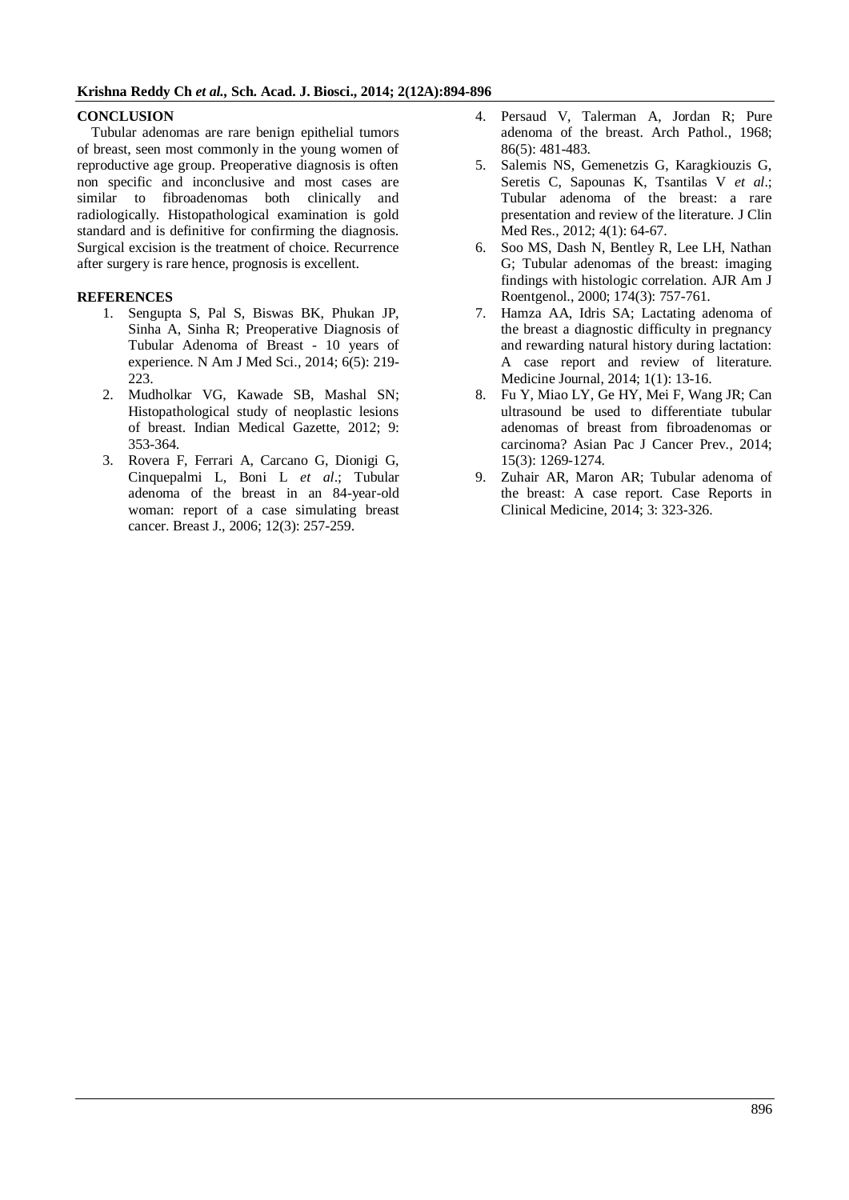## CONCLUSION

Tubular adenomas are rare benign epithelial tumors of breast, seen most commonly in the young women of reproductive age group. Preoperative diagnosis is often non specific and inconclusive and most cases are similar to fibroadenomas both clinically and radiologically. Histopathological examination is gold standard and is definitive for confirming the diagnosis. Surgical excision is the treatment of choice. Recurrence after surgery is rare hence, prognosis is excellent.

## REFERENCES

1. Sengupta S, Pal S, Biswas BK, Phukan JP, Sinha A, Sinha R; Preoperative Diagnosis of Tubular Adenoma of Breast - 10 years of experience. N Am J Med Sci., 2014; 6(5): 219-223.
2. Mudholkar VG, Kawade SB, Mashal SN; Histopathological study of neoplastic lesions of breast. Indian Medical Gazette, 2012; 9: 353-364.
3. Rovera F, Ferrari A, Carcano G, Dionigi G, Cinquepalmi L, Boni L *et al*.; Tubular adenoma of the breast in an 84-year-old woman: report of a case simulating breast cancer. Breast J., 2006; 12(3): 257-259.
4. Persaud V, Talerman A, Jordan R; Pure adenoma of the breast. Arch Pathol., 1968; 86(5): 481-483.
5. Salemis NS, Gemenetzis G, Karagkiouzis G, Seretis C, Sapounas K, Tsantilas V *et al*.; Tubular adenoma of the breast: a rare presentation and review of the literature. J Clin Med Res., 2012; 4(1): 64-67.
6. Soo MS, Dash N, Bentley R, Lee LH, Nathan G; Tubular adenomas of the breast: imaging findings with histologic correlation. AJR Am J Roentgenol., 2000; 174(3): 757-761.
7. Hamza AA, Idris SA; Lactating adenoma of the breast a diagnostic difficulty in pregnancy and rewarding natural history during lactation: A case report and review of literature. Medicine Journal, 2014; 1(1): 13-16.
8. Fu Y, Miao LY, Ge HY, Mei F, Wang JR; Can ultrasound be used to differentiate tubular adenomas of breast from fibroadenomas or carcinoma? Asian Pac J Cancer Prev., 2014; 15(3): 1269-1274.
9. Zuhair AR, Maron AR; Tubular adenoma of the breast: A case report. Case Reports in Clinical Medicine, 2014; 3: 323-326.